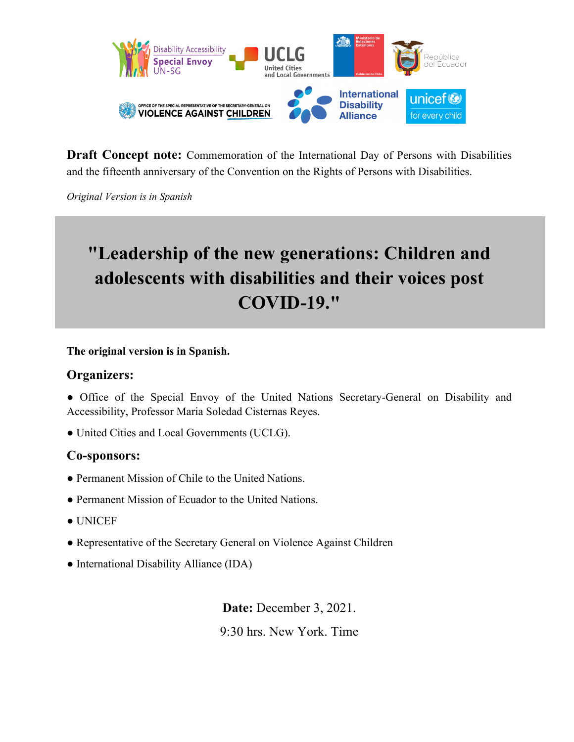**Draft Concept note:** Commemoration of the International Day of Persons with Disabilities and the fifteenth anniversary of the Convention on the Rights of Persons with Disabilities.

*Original Version is in Spanish*

# "Leadership of the new generations: Children and adolescents with disabilities and their voices post COVID-19."

**The original version is in Spanish.**

## Organizers:

- Office of the Special Envoy of the United Nations Secretary-General on Disability and Accessibility, Professor Maria Soledad Cisternas Reyes.
- United Cities and Local Governments (UCLG).

## Co-sponsors:

- Permanent Mission of Chile to the United Nations.
- Permanent Mission of Ecuador to the United Nations.
- UNICEF
- Representative of the Secretary General on Violence Against Children
- International Disability Alliance (IDA)

**Date:** December 3, 2021.

9:30 hrs. New York. Time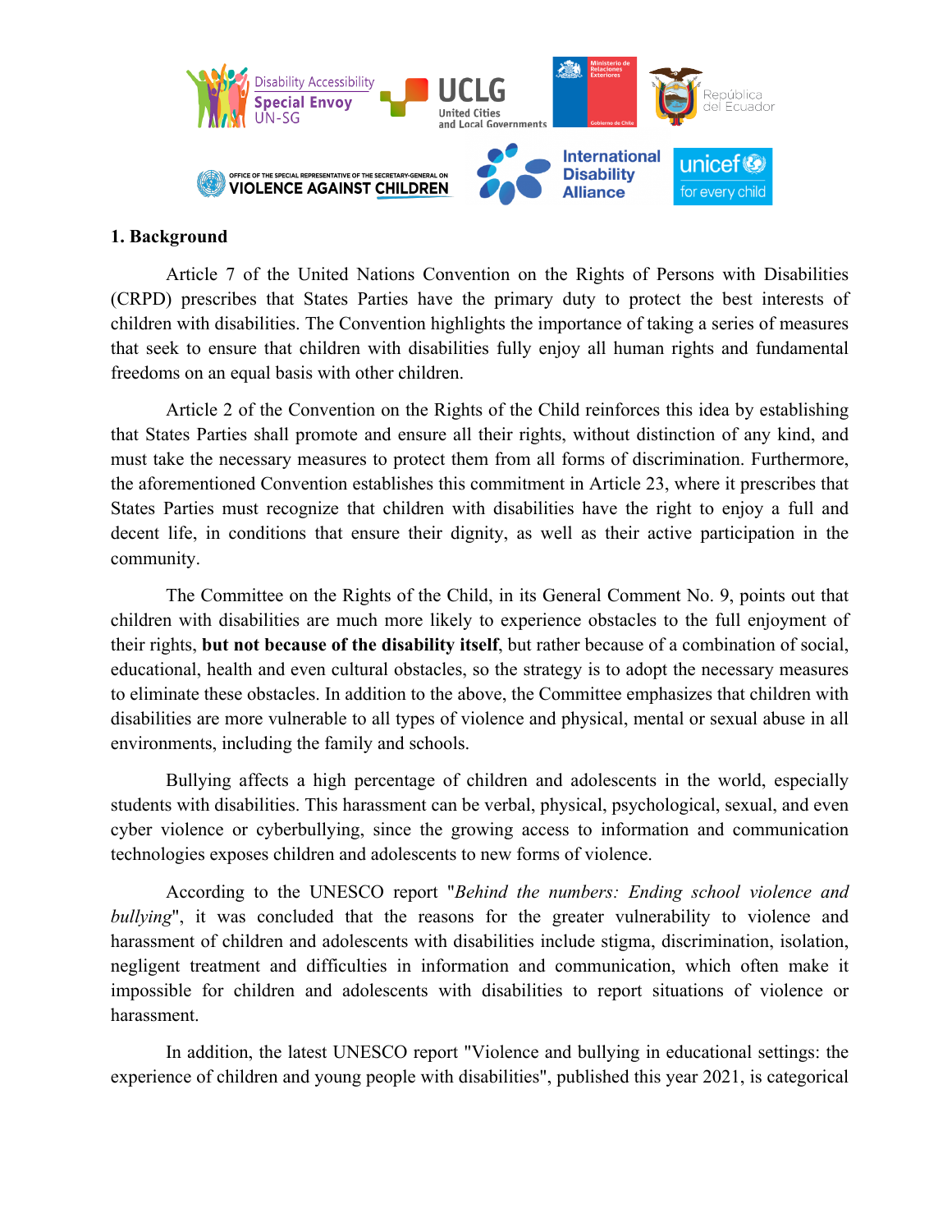## 1. Background

Article 7 of the United Nations Convention on the Rights of Persons with Disabilities (CRPD) prescribes that States Parties have the primary duty to protect the best interests of children with disabilities. The Convention highlights the importance of taking a series of measures that seek to ensure that children with disabilities fully enjoy all human rights and fundamental freedoms on an equal basis with other children.

Article 2 of the Convention on the Rights of the Child reinforces this idea by establishing that States Parties shall promote and ensure all their rights, without distinction of any kind, and must take the necessary measures to protect them from all forms of discrimination. Furthermore, the aforementioned Convention establishes this commitment in Article 23, where it prescribes that States Parties must recognize that children with disabilities have the right to enjoy a full and decent life, in conditions that ensure their dignity, as well as their active participation in the community.

The Committee on the Rights of the Child, in its General Comment No. 9, points out that children with disabilities are much more likely to experience obstacles to the full enjoyment of their rights, **but not because of the disability itself**, but rather because of a combination of social, educational, health and even cultural obstacles, so the strategy is to adopt the necessary measures to eliminate these obstacles. In addition to the above, the Committee emphasizes that children with disabilities are more vulnerable to all types of violence and physical, mental or sexual abuse in all environments, including the family and schools.

Bullying affects a high percentage of children and adolescents in the world, especially students with disabilities. This harassment can be verbal, physical, psychological, sexual, and even cyber violence or cyberbullying, since the growing access to information and communication technologies exposes children and adolescents to new forms of violence.

According to the UNESCO report "*Behind the numbers: Ending school violence and bullying*", it was concluded that the reasons for the greater vulnerability to violence and harassment of children and adolescents with disabilities include stigma, discrimination, isolation, negligent treatment and difficulties in information and communication, which often make it impossible for children and adolescents with disabilities to report situations of violence or harassment.

In addition, the latest UNESCO report "Violence and bullying in educational settings: the experience of children and young people with disabilities", published this year 2021, is categorical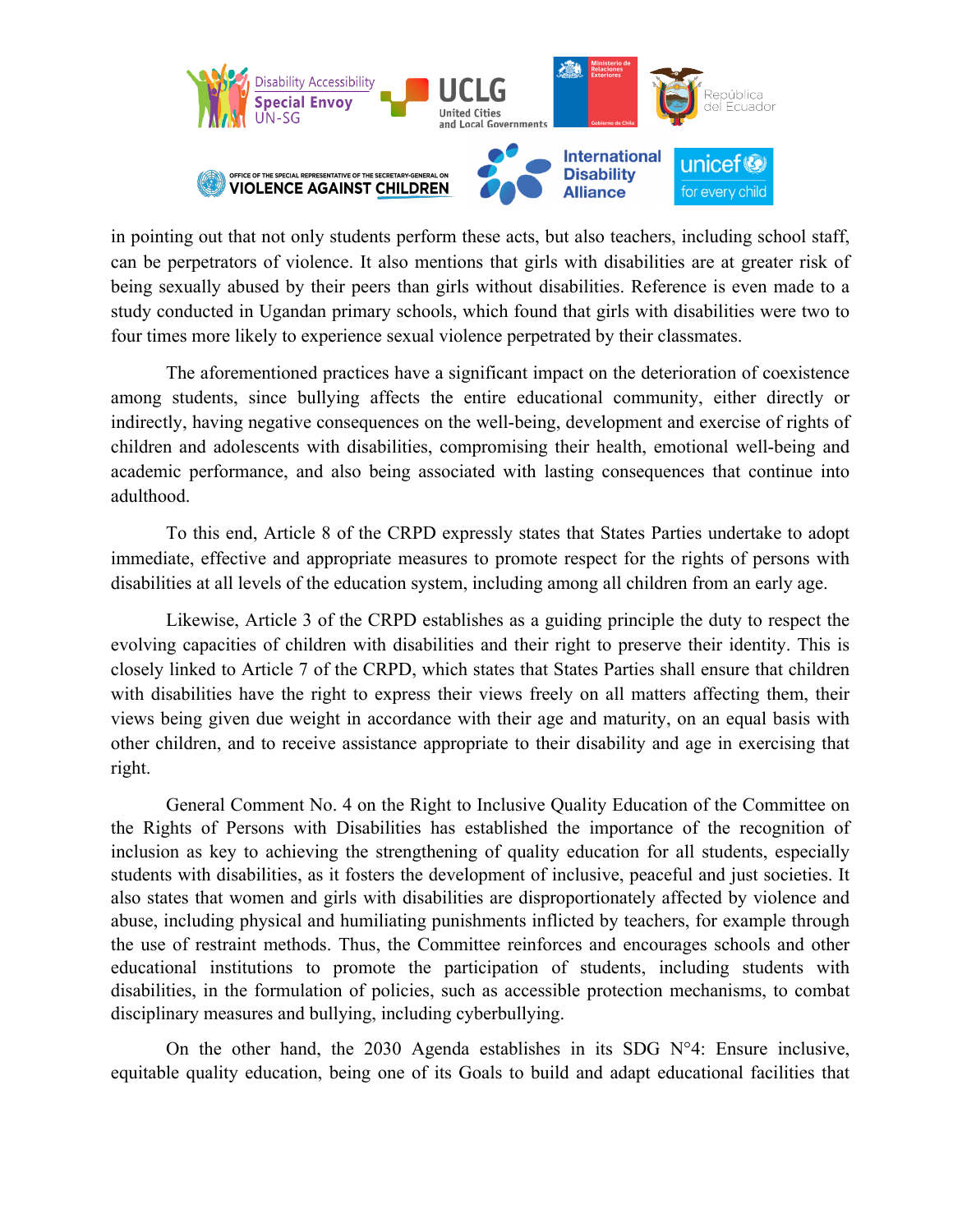in pointing out that not only students perform these acts, but also teachers, including school staff, can be perpetrators of violence. It also mentions that girls with disabilities are at greater risk of being sexually abused by their peers than girls without disabilities. Reference is even made to a study conducted in Ugandan primary schools, which found that girls with disabilities were two to four times more likely to experience sexual violence perpetrated by their classmates.

The aforementioned practices have a significant impact on the deterioration of coexistence among students, since bullying affects the entire educational community, either directly or indirectly, having negative consequences on the well-being, development and exercise of rights of children and adolescents with disabilities, compromising their health, emotional well-being and academic performance, and also being associated with lasting consequences that continue into adulthood.

To this end, Article 8 of the CRPD expressly states that States Parties undertake to adopt immediate, effective and appropriate measures to promote respect for the rights of persons with disabilities at all levels of the education system, including among all children from an early age.

Likewise, Article 3 of the CRPD establishes as a guiding principle the duty to respect the evolving capacities of children with disabilities and their right to preserve their identity. This is closely linked to Article 7 of the CRPD, which states that States Parties shall ensure that children with disabilities have the right to express their views freely on all matters affecting them, their views being given due weight in accordance with their age and maturity, on an equal basis with other children, and to receive assistance appropriate to their disability and age in exercising that right.

General Comment No. 4 on the Right to Inclusive Quality Education of the Committee on the Rights of Persons with Disabilities has established the importance of the recognition of inclusion as key to achieving the strengthening of quality education for all students, especially students with disabilities, as it fosters the development of inclusive, peaceful and just societies. It also states that women and girls with disabilities are disproportionately affected by violence and abuse, including physical and humiliating punishments inflicted by teachers, for example through the use of restraint methods. Thus, the Committee reinforces and encourages schools and other educational institutions to promote the participation of students, including students with disabilities, in the formulation of policies, such as accessible protection mechanisms, to combat disciplinary measures and bullying, including cyberbullying.

On the other hand, the 2030 Agenda establishes in its SDG N°4: Ensure inclusive, equitable quality education, being one of its Goals to build and adapt educational facilities that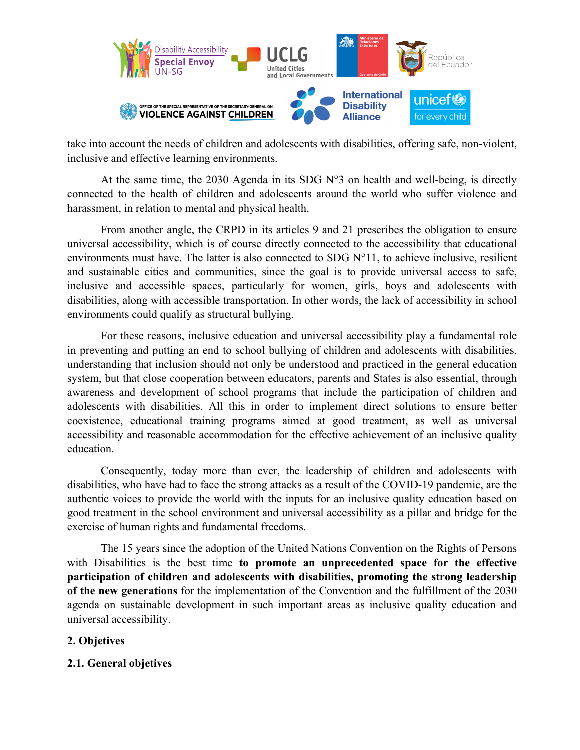take into account the needs of children and adolescents with disabilities, offering safe, non-violent, inclusive and effective learning environments.

At the same time, the 2030 Agenda in its SDG N°3 on health and well-being, is directly connected to the health of children and adolescents around the world who suffer violence and harassment, in relation to mental and physical health.

From another angle, the CRPD in its articles 9 and 21 prescribes the obligation to ensure universal accessibility, which is of course directly connected to the accessibility that educational environments must have. The latter is also connected to SDG N°11, to achieve inclusive, resilient and sustainable cities and communities, since the goal is to provide universal access to safe, inclusive and accessible spaces, particularly for women, girls, boys and adolescents with disabilities, along with accessible transportation. In other words, the lack of accessibility in school environments could qualify as structural bullying.

For these reasons, inclusive education and universal accessibility play a fundamental role in preventing and putting an end to school bullying of children and adolescents with disabilities, understanding that inclusion should not only be understood and practiced in the general education system, but that close cooperation between educators, parents and States is also essential, through awareness and development of school programs that include the participation of children and adolescents with disabilities. All this in order to implement direct solutions to ensure better coexistence, educational training programs aimed at good treatment, as well as universal accessibility and reasonable accommodation for the effective achievement of an inclusive quality education.

Consequently, today more than ever, the leadership of children and adolescents with disabilities, who have had to face the strong attacks as a result of the COVID-19 pandemic, are the authentic voices to provide the world with the inputs for an inclusive quality education based on good treatment in the school environment and universal accessibility as a pillar and bridge for the exercise of human rights and fundamental freedoms.

The 15 years since the adoption of the United Nations Convention on the Rights of Persons with Disabilities is the best time **to promote an unprecedented space for the effective participation of children and adolescents with disabilities, promoting the strong leadership of the new generations** for the implementation of the Convention and the fulfillment of the 2030 agenda on sustainable development in such important areas as inclusive quality education and universal accessibility.

## 2. Objetives

### 2.1. General objetives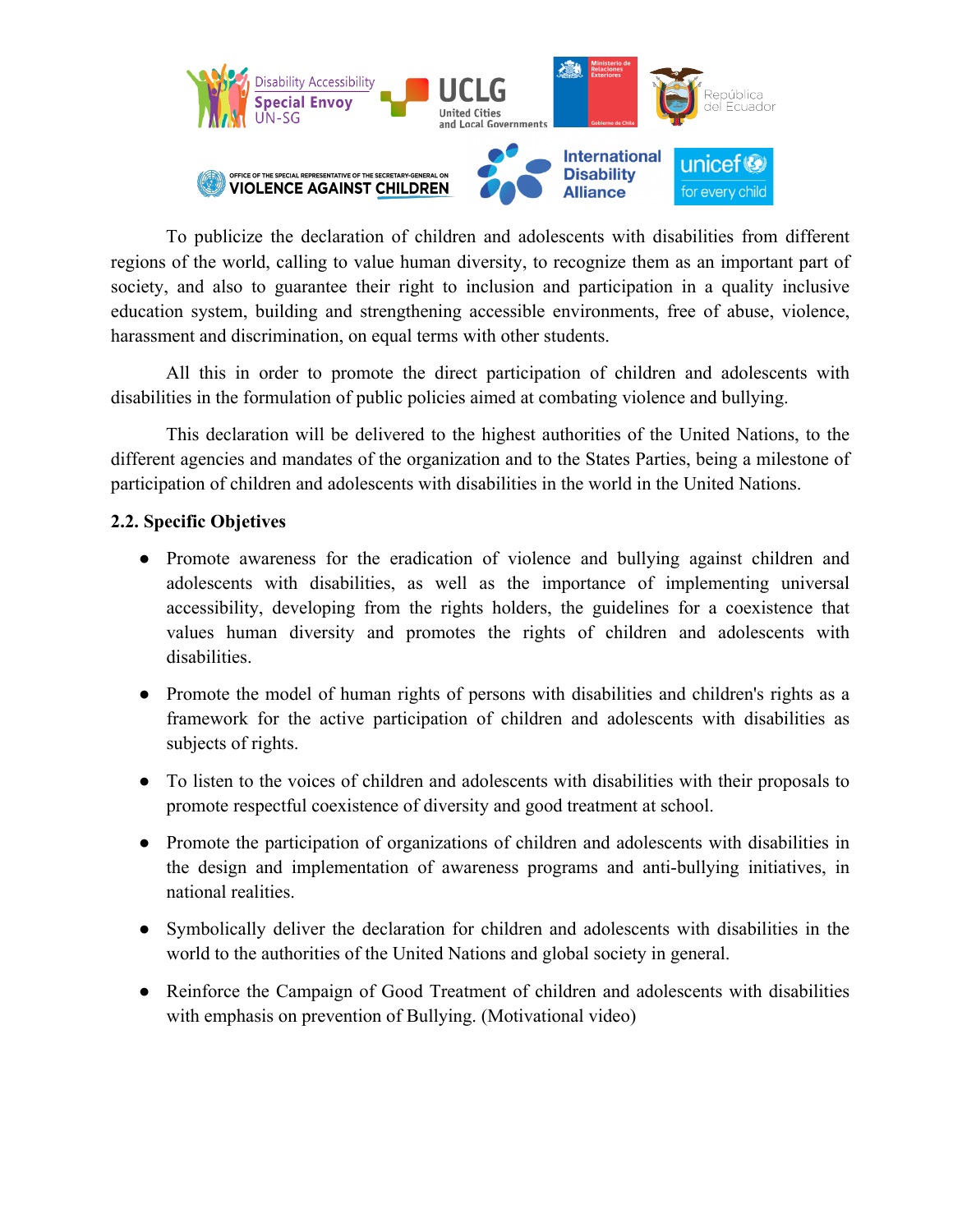To publicize the declaration of children and adolescents with disabilities from different regions of the world, calling to value human diversity, to recognize them as an important part of society, and also to guarantee their right to inclusion and participation in a quality inclusive education system, building and strengthening accessible environments, free of abuse, violence, harassment and discrimination, on equal terms with other students.

All this in order to promote the direct participation of children and adolescents with disabilities in the formulation of public policies aimed at combating violence and bullying.

This declaration will be delivered to the highest authorities of the United Nations, to the different agencies and mandates of the organization and to the States Parties, being a milestone of participation of children and adolescents with disabilities in the world in the United Nations.

**2.2. Specific Objetives**

- Promote awareness for the eradication of violence and bullying against children and adolescents with disabilities, as well as the importance of implementing universal accessibility, developing from the rights holders, the guidelines for a coexistence that values human diversity and promotes the rights of children and adolescents with disabilities.
- Promote the model of human rights of persons with disabilities and children's rights as a framework for the active participation of children and adolescents with disabilities as subjects of rights.
- To listen to the voices of children and adolescents with disabilities with their proposals to promote respectful coexistence of diversity and good treatment at school.
- Promote the participation of organizations of children and adolescents with disabilities in the design and implementation of awareness programs and anti-bullying initiatives, in national realities.
- Symbolically deliver the declaration for children and adolescents with disabilities in the world to the authorities of the United Nations and global society in general.
- Reinforce the Campaign of Good Treatment of children and adolescents with disabilities with emphasis on prevention of Bullying. (Motivational video)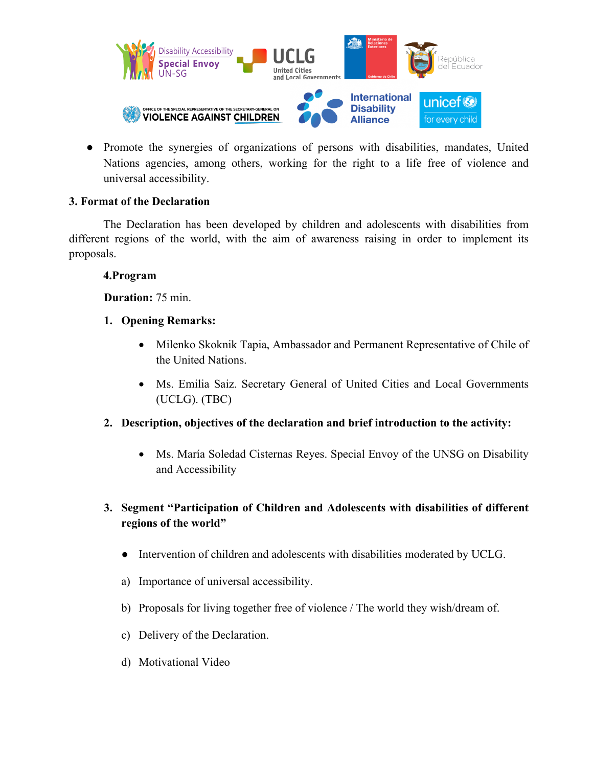- Promote the synergies of organizations of persons with disabilities, mandates, United Nations agencies, among others, working for the right to a life free of violence and universal accessibility.

**3. Format of the Declaration**

The Declaration has been developed by children and adolescents with disabilities from different regions of the world, with the aim of awareness raising in order to implement its proposals.

**4.Program**

**Duration:** 75 min.

1. **Opening Remarks:**
   - Milenko Skoknik Tapia, Ambassador and Permanent Representative of Chile of the United Nations.
   - Ms. Emilia Saiz. Secretary General of United Cities and Local Governments (UCLG). (TBC)
2. **Description, objectives of the declaration and brief introduction to the activity:**
   - Ms. María Soledad Cisternas Reyes. Special Envoy of the UNSG on Disability and Accessibility
3. **Segment "Participation of Children and Adolescents with disabilities of different regions of the world"**
   - Intervention of children and adolescents with disabilities moderated by UCLG.

   a) Importance of universal accessibility.

   b) Proposals for living together free of violence / The world they wish/dream of.

   c) Delivery of the Declaration.

   d) Motivational Video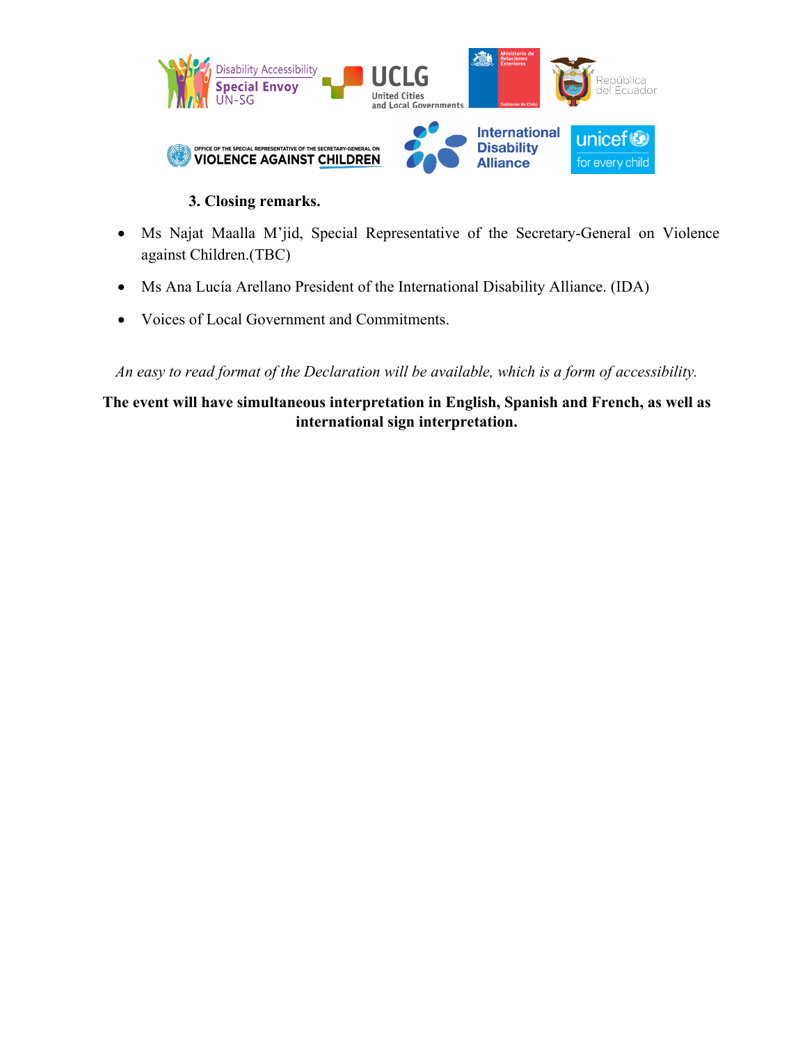**3. Closing remarks.**

- Ms Najat Maalla M'jid, Special Representative of the Secretary-General on Violence against Children.(TBC)
- Ms Ana Lucía Arellano President of the International Disability Alliance. (IDA)
- Voices of Local Government and Commitments.

*An easy to read format of the Declaration will be available, which is a form of accessibility.*

**The event will have simultaneous interpretation in English, Spanish and French, as well as international sign interpretation.**